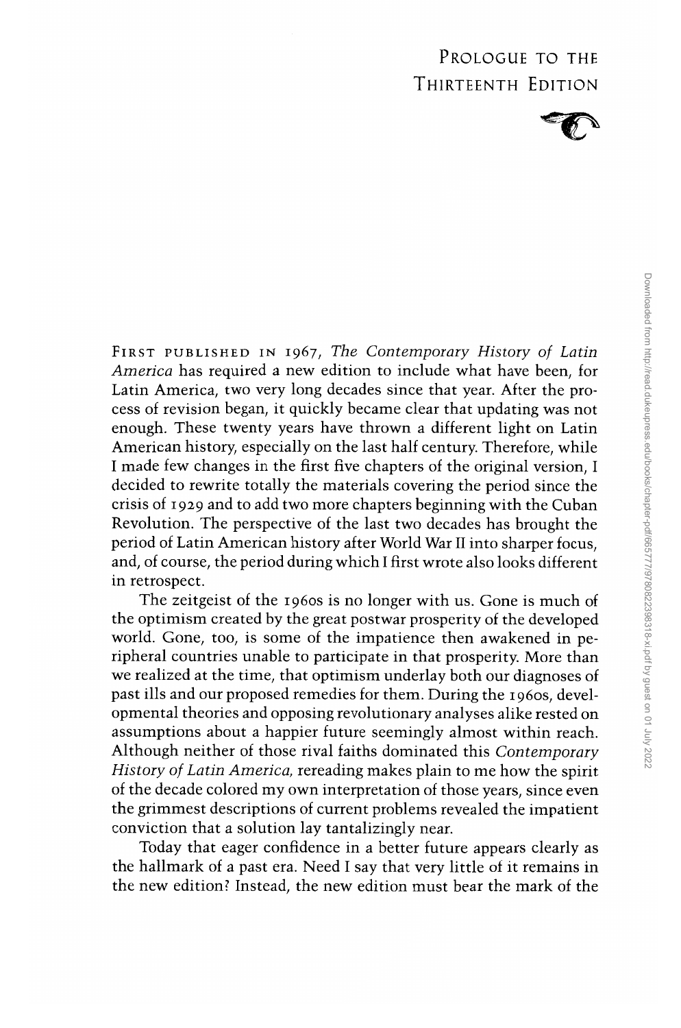# Prologue to the Thirteenth Edition

First published in 1967, *The Contemporary History of Latin America* has required a new edition to include what have been, for Latin America, two very long decades since that year. After the process of revision began, it quickly became clear that updating was not enough. These twenty years have thrown a different light on Latin American history, especially on the last half century. Therefore, while I made few changes in the first five chapters of the original version, I decided to rewrite totally the materials covering the period since the crisis of 1929 and to add two more chapters beginning with the Cuban Revolution. The perspective of the last two decades has brought the period of Latin American history after World War II into sharper focus, and, of course, the period during which I first wrote also looks different in retrospect.

The zeitgeist of the 1960s is no longer with us. Gone is much of the optimism created by the great postwar prosperity of the developed world. Gone, too, is some of the impatience then awakened in peripheral countries unable to participate in that prosperity. More than we realized at the time, that optimism underlay both our diagnoses of past ills and our proposed remedies for them. During the 1960s, developmental theories and opposing revolutionary analyses alike rested on assumptions about a happier future seemingly almost within reach. Although neither of those rival faiths dominated this *Contemporary History of Latin America,* rereading makes plain to me how the spirit of the decade colored my own interpretation of those years, since even the grimmest descriptions of current problems revealed the impatient conviction that a solution lay tantalizingly near.

Today that eager confidence in a better future appears clearly as the hallmark of a past era. Need I say that very little of it remains in the new edition? Instead, the new edition must bear the mark of the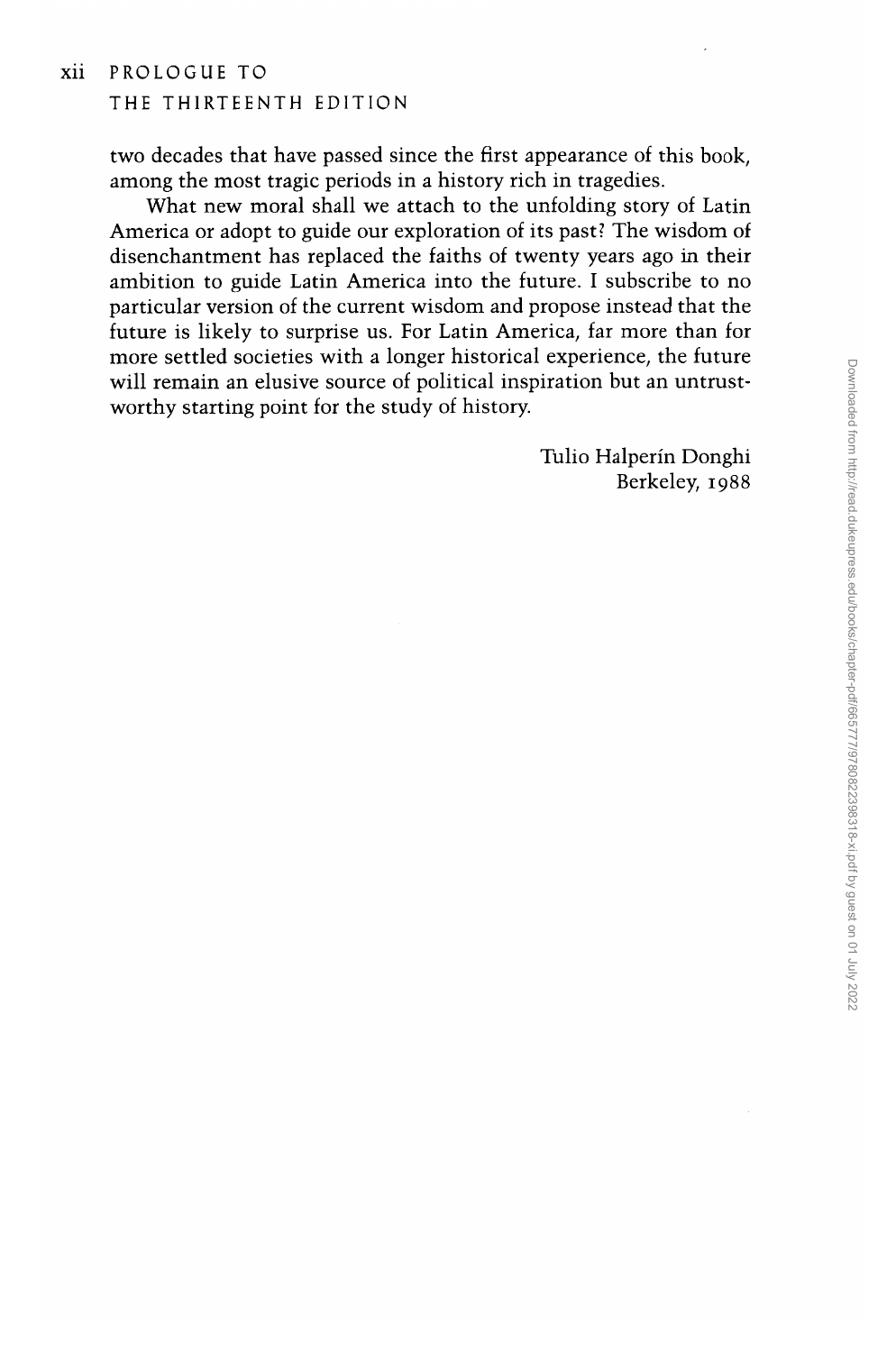two decades that have passed since the first appearance of this book, among the most tragic periods in a history rich in tragedies.

What new moral shall we attach to the unfolding story of Latin America or adopt to guide our exploration of its past? The wisdom of disenchantment has replaced the faiths of twenty years ago in their ambition to guide Latin America into the future. I subscribe to no particular version of the current wisdom and propose instead that the future is likely to surprise us. For Latin America, far more than for more settled societies with a longer historical experience, the future will remain an elusive source of political inspiration but an untrustworthy starting point for the study of history.

Tulio Halperín Donghi
Berkeley, 1988